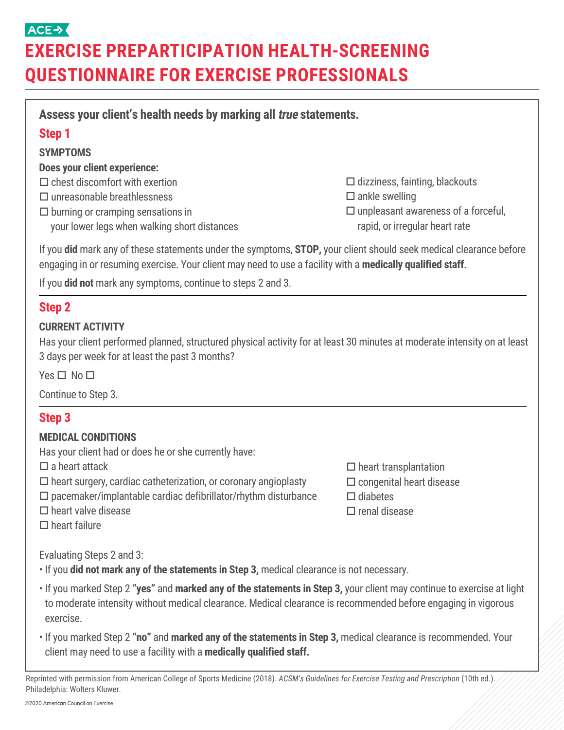ACE

# EXERCISE PREPARTICIPATION HEALTH-SCREENING QUESTIONNAIRE FOR EXERCISE PROFESSIONALS

**Assess your client's health needs by marking all *true* statements.**

## Step 1

**SYMPTOMS**

**Does your client experience:**

- ☐ chest discomfort with exertion
- ☐ unreasonable breathlessness
- ☐ burning or cramping sensations in your lower legs when walking short distances
- ☐ dizziness, fainting, blackouts
- ☐ ankle swelling
- ☐ unpleasant awareness of a forceful, rapid, or irregular heart rate

If you **did** mark any of these statements under the symptoms, **STOP,** your client should seek medical clearance before engaging in or resuming exercise. Your client may need to use a facility with a **medically qualified staff**.

If you **did not** mark any symptoms, continue to steps 2 and 3.

## Step 2

**CURRENT ACTIVITY**

Has your client performed planned, structured physical activity for at least 30 minutes at moderate intensity on at least 3 days per week for at least the past 3 months?

Yes ☐ No ☐

Continue to Step 3.

## Step 3

**MEDICAL CONDITIONS**

Has your client had or does he or she currently have:

- ☐ a heart attack
- ☐ heart surgery, cardiac catheterization, or coronary angioplasty
- ☐ pacemaker/implantable cardiac defibrillator/rhythm disturbance
- ☐ heart valve disease
- ☐ heart failure
- ☐ heart transplantation
- ☐ congenital heart disease
- ☐ diabetes
- ☐ renal disease

Evaluating Steps 2 and 3:

- If you **did not mark any of the statements in Step 3,** medical clearance is not necessary.
- If you marked Step 2 **"yes"** and **marked any of the statements in Step 3,** your client may continue to exercise at light to moderate intensity without medical clearance. Medical clearance is recommended before engaging in vigorous exercise.
- If you marked Step 2 **"no"** and **marked any of the statements in Step 3,** medical clearance is recommended. Your client may need to use a facility with a **medically qualified staff.**

Reprinted with permission from American College of Sports Medicine (2018). *ACSM's Guidelines for Exercise Testing and Prescription* (10th ed.). Philadelphia: Wolters Kluwer.

©2020 American Council on Exercise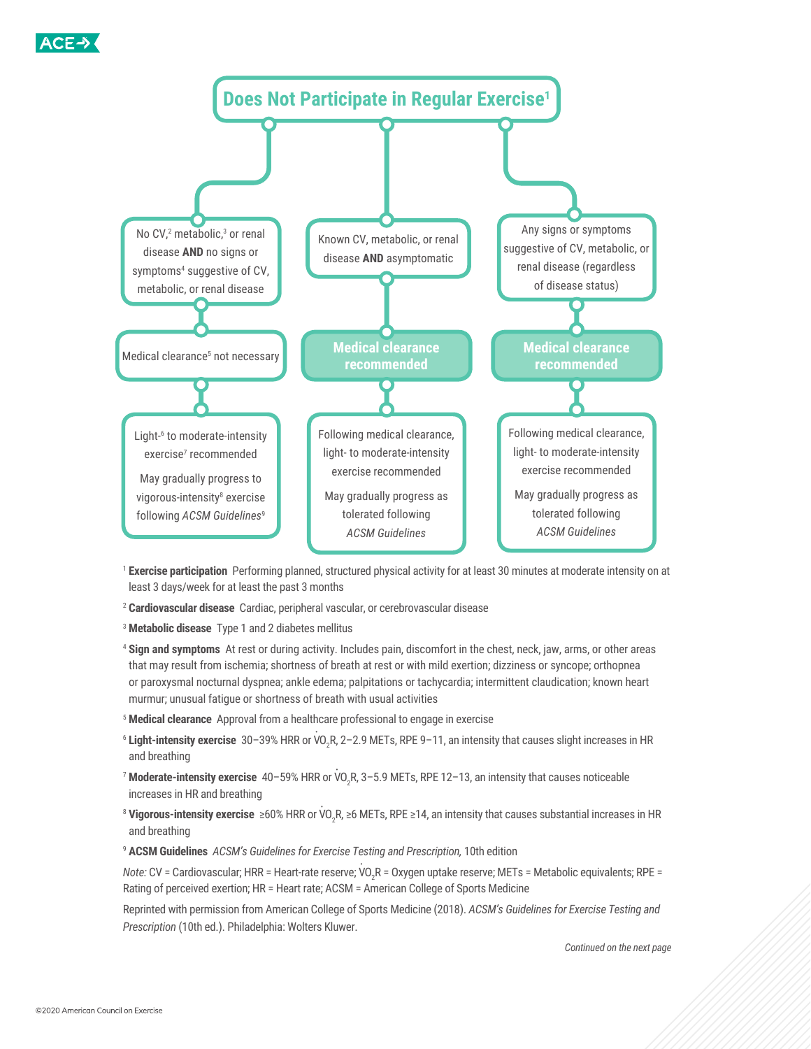## Does Not Participate in Regular Exercise[1]

**Branch 1:** No CV,[2] metabolic,[3] or renal disease **AND** no signs or symptoms[4] suggestive of CV, metabolic, or renal disease

→ Medical clearance[5] not necessary

→ Light-[6] to moderate-intensity exercise[7] recommended

May gradually progress to vigorous-intensity[8] exercise following *ACSM Guidelines*[9]

**Branch 2:** Known CV, metabolic, or renal disease **AND** asymptomatic

→ **Medical clearance recommended**

→ Following medical clearance, light- to moderate-intensity exercise recommended

May gradually progress as tolerated following *ACSM Guidelines*

**Branch 3:** Any signs or symptoms suggestive of CV, metabolic, or renal disease (regardless of disease status)

→ **Medical clearance recommended**

→ Following medical clearance, light- to moderate-intensity exercise recommended

May gradually progress as tolerated following *ACSM Guidelines*

[1] **Exercise participation** Performing planned, structured physical activity for at least 30 minutes at moderate intensity on at least 3 days/week for at least the past 3 months

[2] **Cardiovascular disease** Cardiac, peripheral vascular, or cerebrovascular disease

[3] **Metabolic disease** Type 1 and 2 diabetes mellitus

[4] **Sign and symptoms** At rest or during activity. Includes pain, discomfort in the chest, neck, jaw, arms, or other areas that may result from ischemia; shortness of breath at rest or with mild exertion; dizziness or syncope; orthopnea or paroxysmal nocturnal dyspnea; ankle edema; palpitations or tachycardia; intermittent claudication; known heart murmur; unusual fatigue or shortness of breath with usual activities

[5] **Medical clearance** Approval from a healthcare professional to engage in exercise

[6] **Light-intensity exercise** 30–39% HRR or $\dot{V}O_2R$, 2–2.9 METs, RPE 9–11, an intensity that causes slight increases in HR and breathing

[7] **Moderate-intensity exercise** 40–59% HRR or $\dot{V}O_2R$, 3–5.9 METs, RPE 12–13, an intensity that causes noticeable increases in HR and breathing

[8] **Vigorous-intensity exercise** ≥60% HRR or $\dot{V}O_2R$, ≥6 METs, RPE ≥14, an intensity that causes substantial increases in HR and breathing

[9] **ACSM Guidelines** *ACSM's Guidelines for Exercise Testing and Prescription,* 10th edition

*Note:* CV = Cardiovascular; HRR = Heart-rate reserve; $\dot{V}O_2R$ = Oxygen uptake reserve; METs = Metabolic equivalents; RPE = Rating of perceived exertion; HR = Heart rate; ACSM = American College of Sports Medicine

Reprinted with permission from American College of Sports Medicine (2018). *ACSM's Guidelines for Exercise Testing and Prescription* (10th ed.). Philadelphia: Wolters Kluwer.

*Continued on the next page*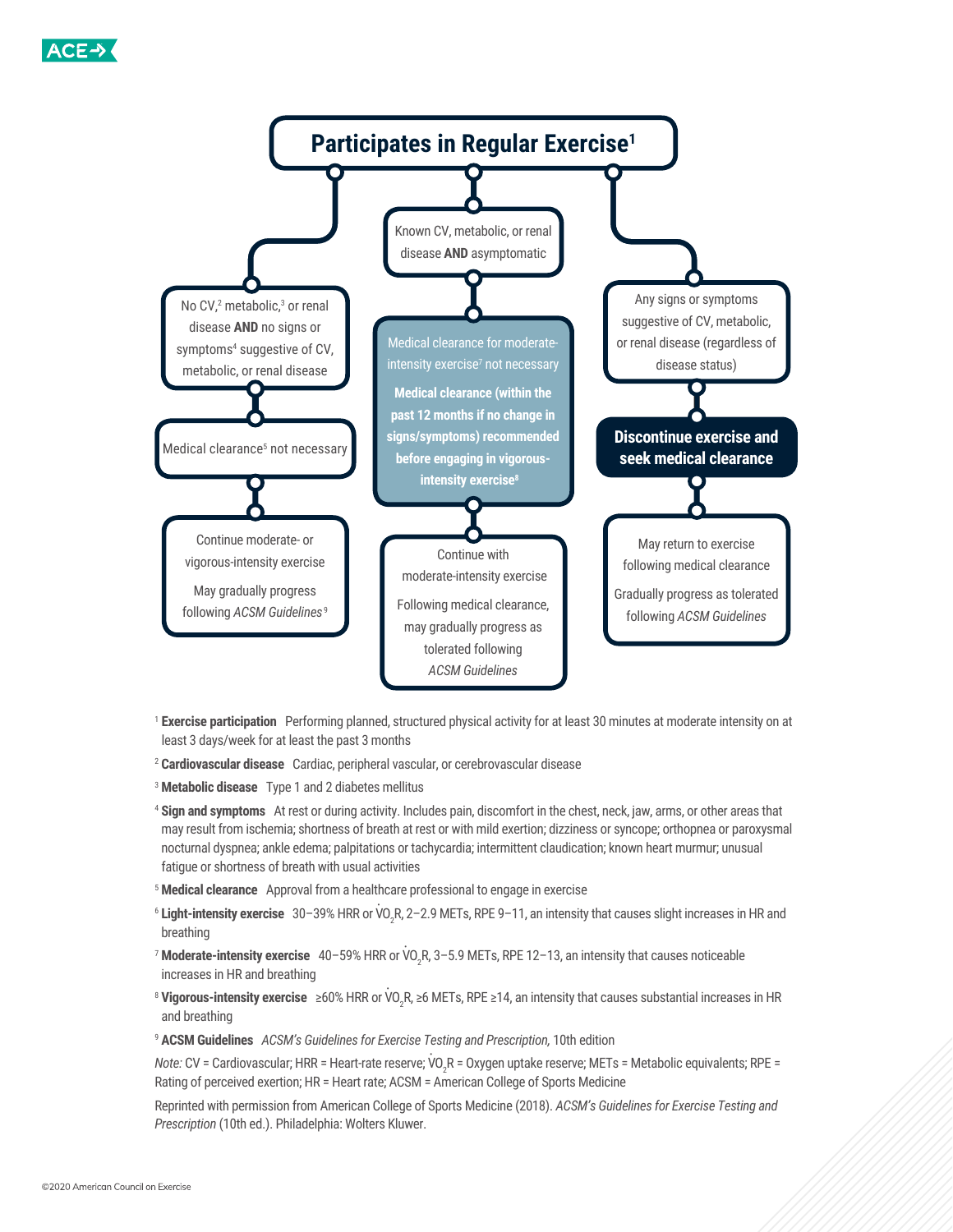# Participates in Regular Exercise[1]

**No CV,[2] metabolic,[3] or renal disease AND no signs or symptoms[4] suggestive of CV, metabolic, or renal disease**

Medical clearance[5] not necessary

Continue moderate- or vigorous-intensity exercise

May gradually progress following *ACSM Guidelines*[9]

**Known CV, metabolic, or renal disease AND asymptomatic**

Medical clearance for moderate-intensity exercise[7] not necessary

**Medical clearance (within the past 12 months if no change in signs/symptoms) recommended before engaging in vigorous-intensity exercise[8]**

Continue with moderate-intensity exercise

Following medical clearance, may gradually progress as tolerated following *ACSM Guidelines*

**Any signs or symptoms suggestive of CV, metabolic, or renal disease (regardless of disease status)**

**Discontinue exercise and seek medical clearance**

May return to exercise following medical clearance

Gradually progress as tolerated following *ACSM Guidelines*

[1] **Exercise participation** Performing planned, structured physical activity for at least 30 minutes at moderate intensity on at least 3 days/week for at least the past 3 months

[2] **Cardiovascular disease** Cardiac, peripheral vascular, or cerebrovascular disease

[3] **Metabolic disease** Type 1 and 2 diabetes mellitus

[4] **Sign and symptoms** At rest or during activity. Includes pain, discomfort in the chest, neck, jaw, arms, or other areas that may result from ischemia; shortness of breath at rest or with mild exertion; dizziness or syncope; orthopnea or paroxysmal nocturnal dyspnea; ankle edema; palpitations or tachycardia; intermittent claudication; known heart murmur; unusual fatigue or shortness of breath with usual activities

[5] **Medical clearance** Approval from a healthcare professional to engage in exercise

[6] **Light-intensity exercise** 30–39% HRR or $\dot{V}O_2R$, 2–2.9 METs, RPE 9–11, an intensity that causes slight increases in HR and breathing

[7] **Moderate-intensity exercise** 40–59% HRR or $\dot{V}O_2R$, 3–5.9 METs, RPE 12–13, an intensity that causes noticeable increases in HR and breathing

[8] **Vigorous-intensity exercise** ≥60% HRR or $\dot{V}O_2R$, ≥6 METs, RPE ≥14, an intensity that causes substantial increases in HR and breathing

[9] **ACSM Guidelines** *ACSM's Guidelines for Exercise Testing and Prescription,* 10th edition

*Note:* CV = Cardiovascular; HRR = Heart-rate reserve; $\dot{V}O_2R$ = Oxygen uptake reserve; METs = Metabolic equivalents; RPE = Rating of perceived exertion; HR = Heart rate; ACSM = American College of Sports Medicine

Reprinted with permission from American College of Sports Medicine (2018). *ACSM's Guidelines for Exercise Testing and Prescription* (10th ed.). Philadelphia: Wolters Kluwer.

©2020 American Council on Exercise